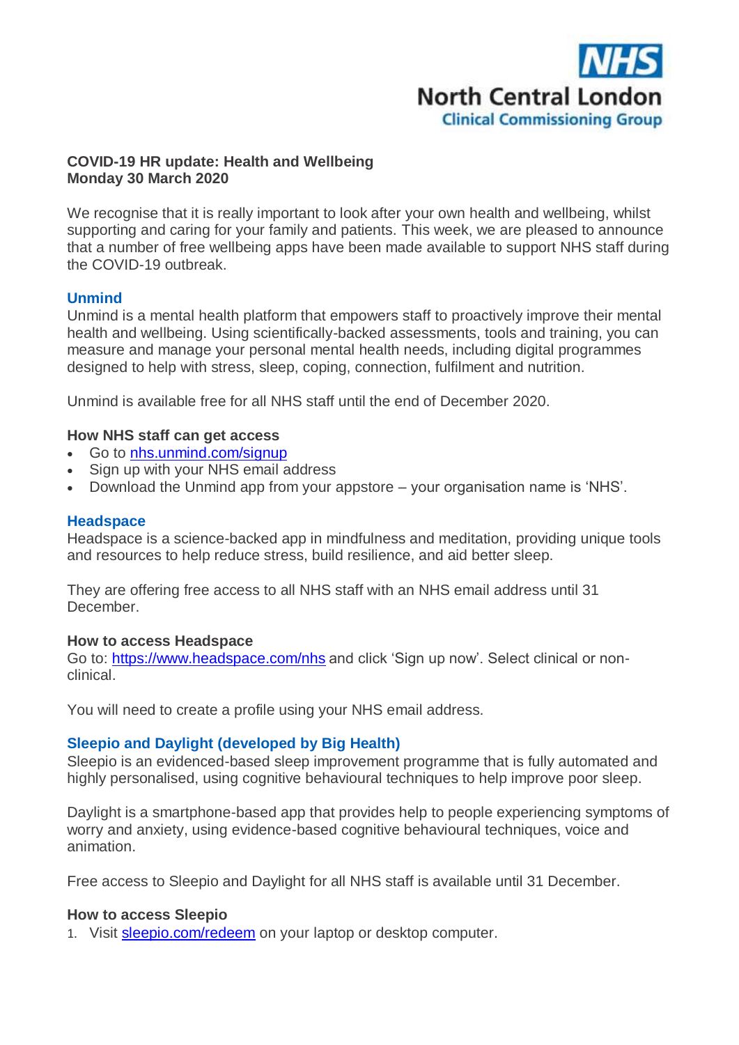**NHS**
**North Central London**
**Clinical Commissioning Group**

**COVID-19 HR update: Health and Wellbeing**
**Monday 30 March 2020**

We recognise that it is really important to look after your own health and wellbeing, whilst supporting and caring for your family and patients. This week, we are pleased to announce that a number of free wellbeing apps have been made available to support NHS staff during the COVID-19 outbreak.

## Unmind

Unmind is a mental health platform that empowers staff to proactively improve their mental health and wellbeing. Using scientifically-backed assessments, tools and training, you can measure and manage your personal mental health needs, including digital programmes designed to help with stress, sleep, coping, connection, fulfilment and nutrition.

Unmind is available free for all NHS staff until the end of December 2020.

### How NHS staff can get access

- Go to [nhs.unmind.com/signup](nhs.unmind.com/signup)
- Sign up with your NHS email address
- Download the Unmind app from your appstore – your organisation name is 'NHS'.

## Headspace

Headspace is a science-backed app in mindfulness and meditation, providing unique tools and resources to help reduce stress, build resilience, and aid better sleep.

They are offering free access to all NHS staff with an NHS email address until 31 December.

### How to access Headspace

Go to: [https://www.headspace.com/nhs](https://www.headspace.com/nhs) and click 'Sign up now'. Select clinical or non-clinical.

You will need to create a profile using your NHS email address.

## Sleepio and Daylight (developed by Big Health)

Sleepio is an evidenced-based sleep improvement programme that is fully automated and highly personalised, using cognitive behavioural techniques to help improve poor sleep.

Daylight is a smartphone-based app that provides help to people experiencing symptoms of worry and anxiety, using evidence-based cognitive behavioural techniques, voice and animation.

Free access to Sleepio and Daylight for all NHS staff is available until 31 December.

### How to access Sleepio

1. Visit [sleepio.com/redeem](sleepio.com/redeem) on your laptop or desktop computer.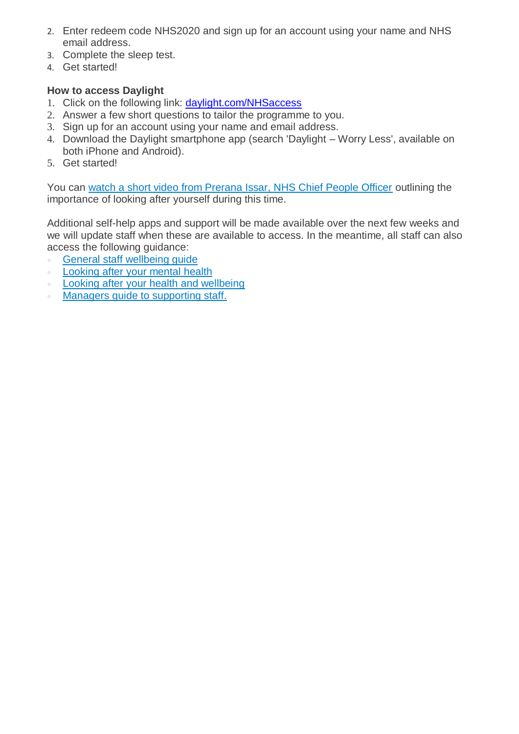2. Enter redeem code NHS2020 and sign up for an account using your name and NHS email address.
3. Complete the sleep test.
4. Get started!

**How to access Daylight**

1. Click on the following link: daylight.com/NHSaccess
2. Answer a few short questions to tailor the programme to you.
3. Sign up for an account using your name and email address.
4. Download the Daylight smartphone app (search 'Daylight – Worry Less', available on both iPhone and Android).
5. Get started!

You can watch a short video from Prerana Issar, NHS Chief People Officer outlining the importance of looking after yourself during this time.

Additional self-help apps and support will be made available over the next few weeks and we will update staff when these are available to access. In the meantime, all staff can also access the following guidance:

- General staff wellbeing guide
- Looking after your mental health
- Looking after your health and wellbeing
- Managers guide to supporting staff.